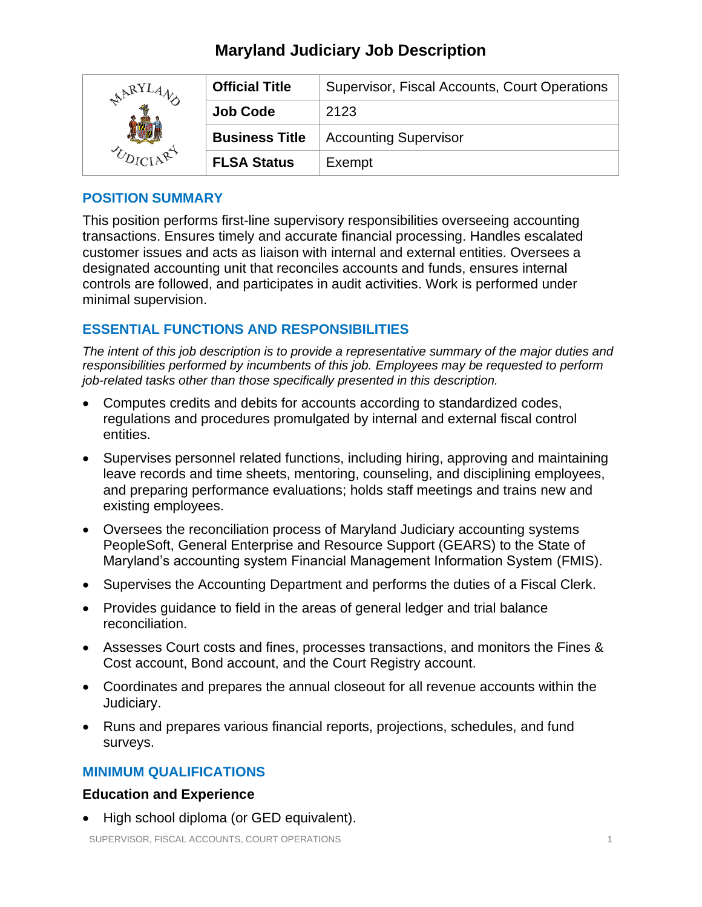# Maryland Judiciary Job Description

| | | |
|---|---|---|
| | **Official Title** | Supervisor, Fiscal Accounts, Court Operations |
| | **Job Code** | 2123 |
| | **Business Title** | Accounting Supervisor |
| | **FLSA Status** | Exempt |

## POSITION SUMMARY

This position performs first-line supervisory responsibilities overseeing accounting transactions. Ensures timely and accurate financial processing. Handles escalated customer issues and acts as liaison with internal and external entities. Oversees a designated accounting unit that reconciles accounts and funds, ensures internal controls are followed, and participates in audit activities. Work is performed under minimal supervision.

## ESSENTIAL FUNCTIONS AND RESPONSIBILITIES

*The intent of this job description is to provide a representative summary of the major duties and responsibilities performed by incumbents of this job. Employees may be requested to perform job-related tasks other than those specifically presented in this description.*

- Computes credits and debits for accounts according to standardized codes, regulations and procedures promulgated by internal and external fiscal control entities.
- Supervises personnel related functions, including hiring, approving and maintaining leave records and time sheets, mentoring, counseling, and disciplining employees, and preparing performance evaluations; holds staff meetings and trains new and existing employees.
- Oversees the reconciliation process of Maryland Judiciary accounting systems PeopleSoft, General Enterprise and Resource Support (GEARS) to the State of Maryland's accounting system Financial Management Information System (FMIS).
- Supervises the Accounting Department and performs the duties of a Fiscal Clerk.
- Provides guidance to field in the areas of general ledger and trial balance reconciliation.
- Assesses Court costs and fines, processes transactions, and monitors the Fines & Cost account, Bond account, and the Court Registry account.
- Coordinates and prepares the annual closeout for all revenue accounts within the Judiciary.
- Runs and prepares various financial reports, projections, schedules, and fund surveys.

## MINIMUM QUALIFICATIONS

### Education and Experience

- High school diploma (or GED equivalent).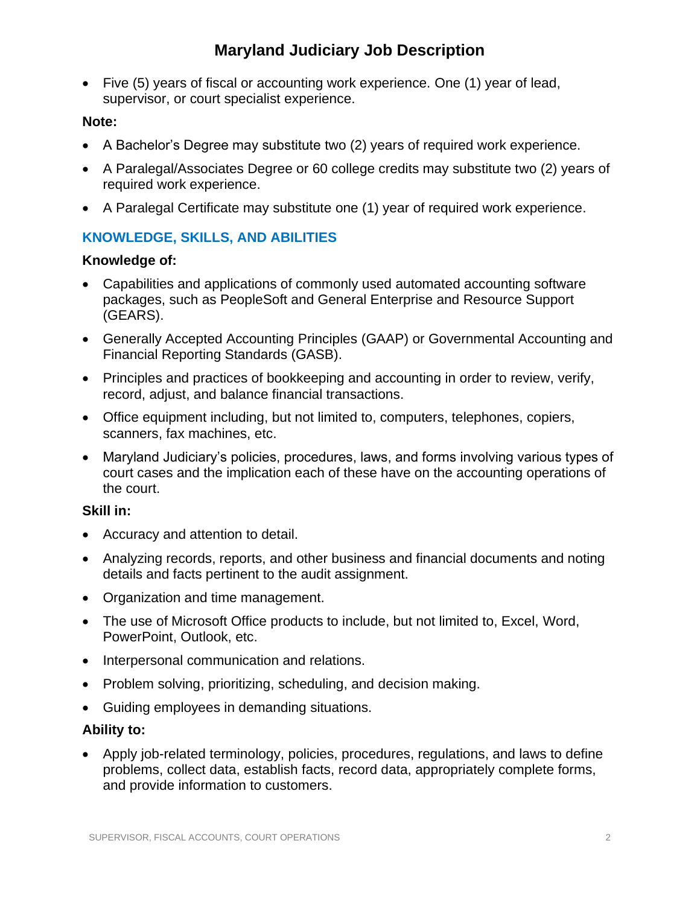- Five (5) years of fiscal or accounting work experience. One (1) year of lead, supervisor, or court specialist experience.

**Note:**

- A Bachelor's Degree may substitute two (2) years of required work experience.
- A Paralegal/Associates Degree or 60 college credits may substitute two (2) years of required work experience.
- A Paralegal Certificate may substitute one (1) year of required work experience.

## KNOWLEDGE, SKILLS, AND ABILITIES

**Knowledge of:**

- Capabilities and applications of commonly used automated accounting software packages, such as PeopleSoft and General Enterprise and Resource Support (GEARS).
- Generally Accepted Accounting Principles (GAAP) or Governmental Accounting and Financial Reporting Standards (GASB).
- Principles and practices of bookkeeping and accounting in order to review, verify, record, adjust, and balance financial transactions.
- Office equipment including, but not limited to, computers, telephones, copiers, scanners, fax machines, etc.
- Maryland Judiciary's policies, procedures, laws, and forms involving various types of court cases and the implication each of these have on the accounting operations of the court.

**Skill in:**

- Accuracy and attention to detail.
- Analyzing records, reports, and other business and financial documents and noting details and facts pertinent to the audit assignment.
- Organization and time management.
- The use of Microsoft Office products to include, but not limited to, Excel, Word, PowerPoint, Outlook, etc.
- Interpersonal communication and relations.
- Problem solving, prioritizing, scheduling, and decision making.
- Guiding employees in demanding situations.

**Ability to:**

- Apply job-related terminology, policies, procedures, regulations, and laws to define problems, collect data, establish facts, record data, appropriately complete forms, and provide information to customers.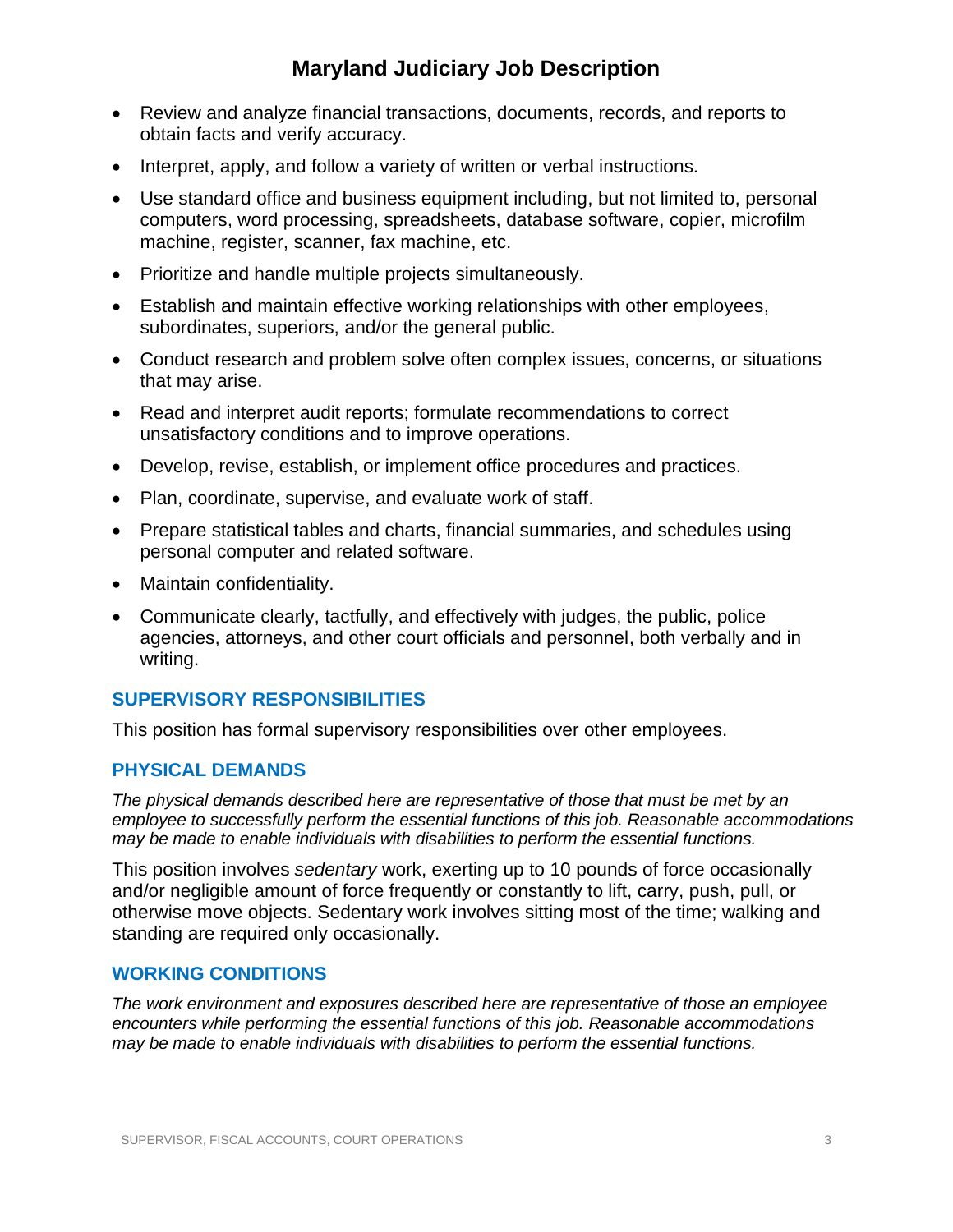- Review and analyze financial transactions, documents, records, and reports to obtain facts and verify accuracy.
- Interpret, apply, and follow a variety of written or verbal instructions.
- Use standard office and business equipment including, but not limited to, personal computers, word processing, spreadsheets, database software, copier, microfilm machine, register, scanner, fax machine, etc.
- Prioritize and handle multiple projects simultaneously.
- Establish and maintain effective working relationships with other employees, subordinates, superiors, and/or the general public.
- Conduct research and problem solve often complex issues, concerns, or situations that may arise.
- Read and interpret audit reports; formulate recommendations to correct unsatisfactory conditions and to improve operations.
- Develop, revise, establish, or implement office procedures and practices.
- Plan, coordinate, supervise, and evaluate work of staff.
- Prepare statistical tables and charts, financial summaries, and schedules using personal computer and related software.
- Maintain confidentiality.
- Communicate clearly, tactfully, and effectively with judges, the public, police agencies, attorneys, and other court officials and personnel, both verbally and in writing.

## SUPERVISORY RESPONSIBILITIES

This position has formal supervisory responsibilities over other employees.

## PHYSICAL DEMANDS

*The physical demands described here are representative of those that must be met by an employee to successfully perform the essential functions of this job. Reasonable accommodations may be made to enable individuals with disabilities to perform the essential functions.*

This position involves *sedentary* work, exerting up to 10 pounds of force occasionally and/or negligible amount of force frequently or constantly to lift, carry, push, pull, or otherwise move objects. Sedentary work involves sitting most of the time; walking and standing are required only occasionally.

## WORKING CONDITIONS

*The work environment and exposures described here are representative of those an employee encounters while performing the essential functions of this job. Reasonable accommodations may be made to enable individuals with disabilities to perform the essential functions.*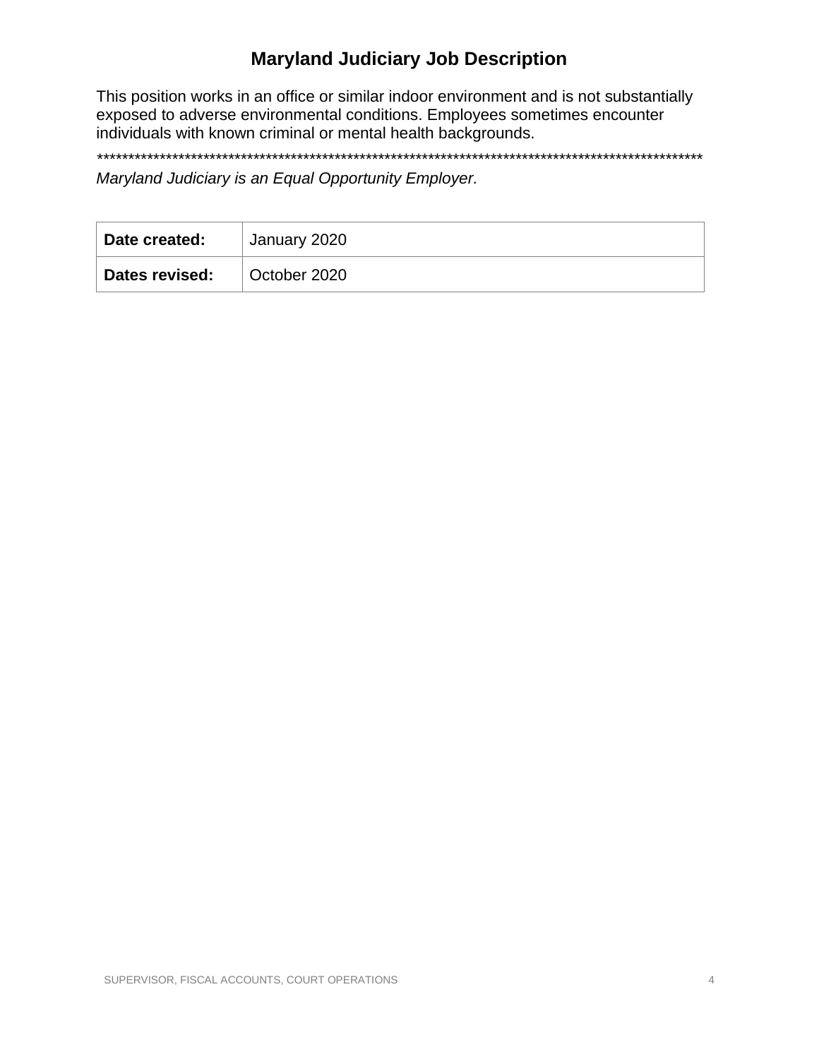# Maryland Judiciary Job Description

This position works in an office or similar indoor environment and is not substantially exposed to adverse environmental conditions. Employees sometimes encounter individuals with known criminal or mental health backgrounds.

****************************************************************************************************

*Maryland Judiciary is an Equal Opportunity Employer.*

| | |
|---|---|
| **Date created:** | January 2020 |
| **Dates revised:** | October 2020 |